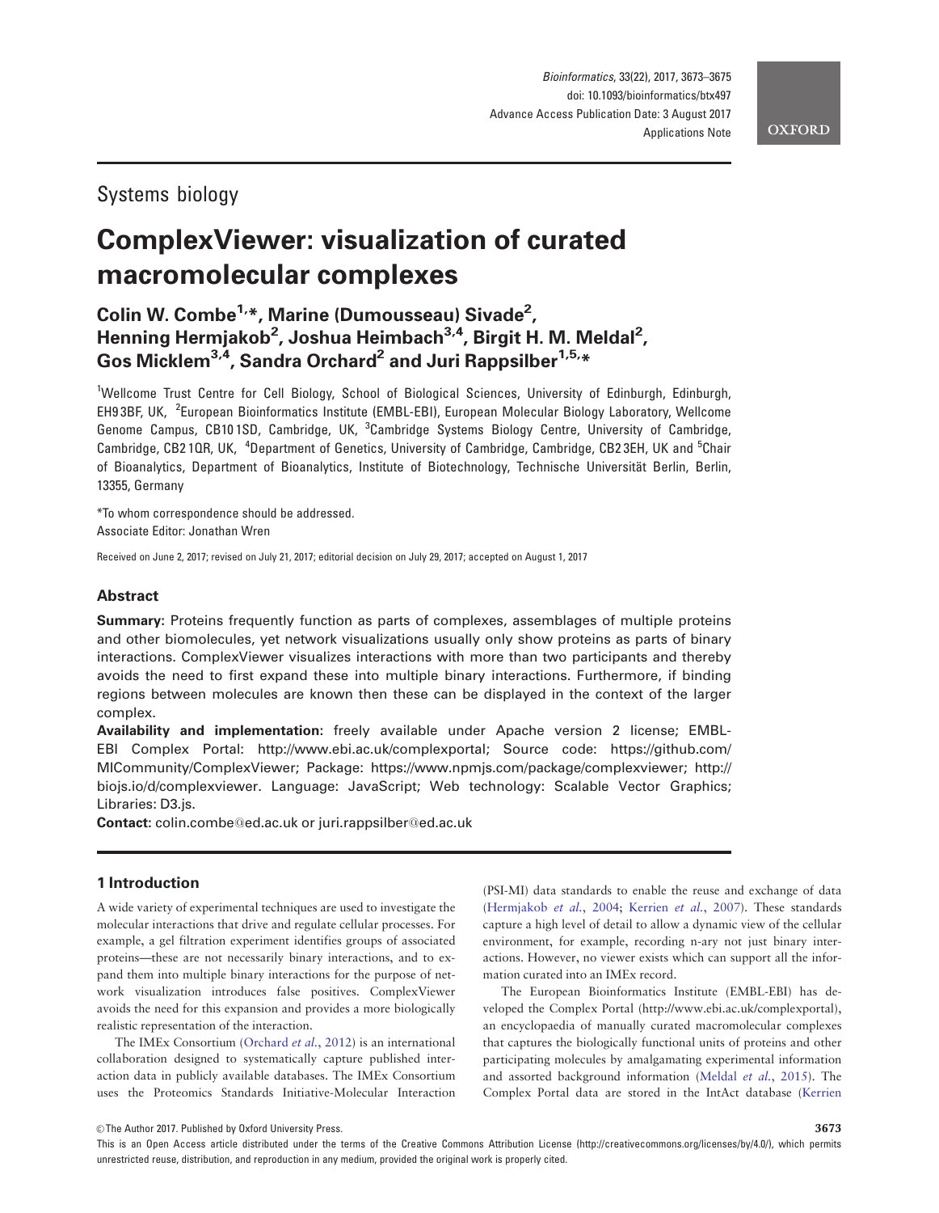Systems biology

# ComplexViewer: visualization of curated macromolecular complexes

**Colin W. Combe[1,*], Marine (Dumousseau) Sivade[2], Henning Hermjakob[2], Joshua Heimbach[3,4], Birgit H. M. Meldal[2], Gos Micklem[3,4], Sandra Orchard[2] and Juri Rappsilber[1,5,*]**

[1]Wellcome Trust Centre for Cell Biology, School of Biological Sciences, University of Edinburgh, Edinburgh, EH9 3BF, UK, [2]European Bioinformatics Institute (EMBL-EBI), European Molecular Biology Laboratory, Wellcome Genome Campus, CB10 1SD, Cambridge, UK, [3]Cambridge Systems Biology Centre, University of Cambridge, Cambridge, CB2 1QR, UK, [4]Department of Genetics, University of Cambridge, Cambridge, CB2 3EH, UK and [5]Chair of Bioanalytics, Department of Bioanalytics, Institute of Biotechnology, Technische Universität Berlin, Berlin, 13355, Germany

*To whom correspondence should be addressed.
Associate Editor: Jonathan Wren

Received on June 2, 2017; revised on July 21, 2017; editorial decision on July 29, 2017; accepted on August 1, 2017

## Abstract

**Summary:** Proteins frequently function as parts of complexes, assemblages of multiple proteins and other biomolecules, yet network visualizations usually only show proteins as parts of binary interactions. ComplexViewer visualizes interactions with more than two participants and thereby avoids the need to first expand these into multiple binary interactions. Furthermore, if binding regions between molecules are known then these can be displayed in the context of the larger complex.

**Availability and implementation:** freely available under Apache version 2 license; EMBL-EBI Complex Portal: http://www.ebi.ac.uk/complexportal; Source code: https://github.com/MICommunity/ComplexViewer; Package: https://www.npmjs.com/package/complexviewer; http://biojs.io/d/complexviewer. Language: JavaScript; Web technology: Scalable Vector Graphics; Libraries: D3.js.

**Contact:** colin.combe@ed.ac.uk or juri.rappsilber@ed.ac.uk

## 1 Introduction

A wide variety of experimental techniques are used to investigate the molecular interactions that drive and regulate cellular processes. For example, a gel filtration experiment identifies groups of associated proteins—these are not necessarily binary interactions, and to expand them into multiple binary interactions for the purpose of network visualization introduces false positives. ComplexViewer avoids the need for this expansion and provides a more biologically realistic representation of the interaction.

The IMEx Consortium (Orchard *et al.*, 2012) is an international collaboration designed to systematically capture published interaction data in publicly available databases. The IMEx Consortium uses the Proteomics Standards Initiative-Molecular Interaction (PSI-MI) data standards to enable the reuse and exchange of data (Hermjakob *et al.*, 2004; Kerrien *et al.*, 2007). These standards capture a high level of detail to allow a dynamic view of the cellular environment, for example, recording n-ary not just binary interactions. However, no viewer exists which can support all the information curated into an IMEx record.

The European Bioinformatics Institute (EMBL-EBI) has developed the Complex Portal (http://www.ebi.ac.uk/complexportal), an encyclopaedia of manually curated macromolecular complexes that captures the biologically functional units of proteins and other participating molecules by amalgamating experimental information and assorted background information (Meldal *et al.*, 2015). The Complex Portal data are stored in the IntAct database (Kerrien

© The Author 2017. Published by Oxford University Press.

This is an Open Access article distributed under the terms of the Creative Commons Attribution License (http://creativecommons.org/licenses/by/4.0/), which permits unrestricted reuse, distribution, and reproduction in any medium, provided the original work is properly cited.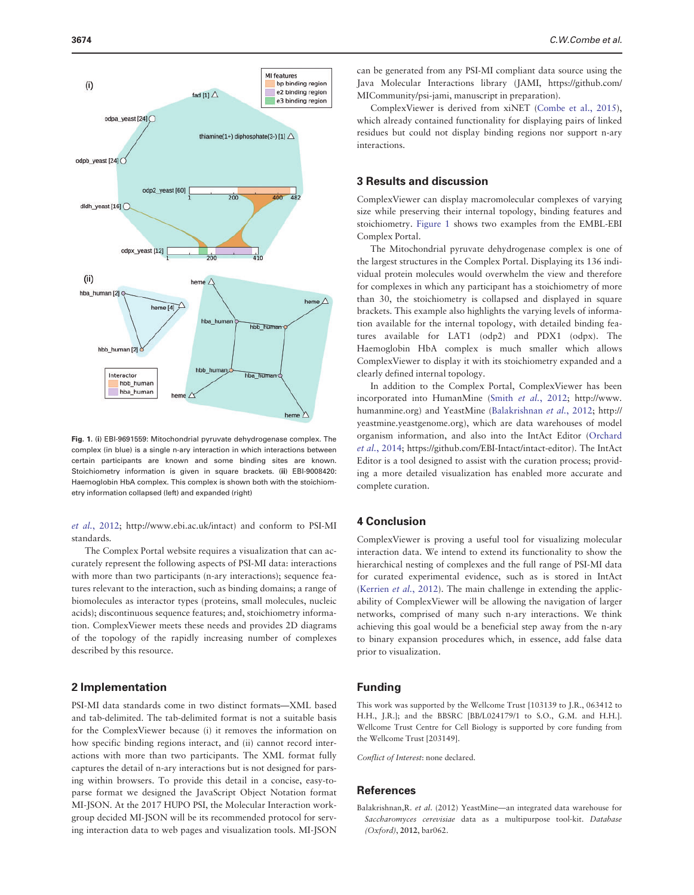Fig. 1. (i) EBI-9691559: Mitochondrial pyruvate dehydrogenase complex. The complex (in blue) is a single n-ary interaction in which interactions between certain participants are known and some binding sites are known. Stoichiometry information is given in square brackets. (ii) EBI-9008420: Haemoglobin HbA complex. This complex is shown both with the stoichiometry information collapsed (left) and expanded (right)

*et al.*, 2012; http://www.ebi.ac.uk/intact) and conform to PSI-MI standards.

The Complex Portal website requires a visualization that can accurately represent the following aspects of PSI-MI data: interactions with more than two participants (n-ary interactions); sequence features relevant to the interaction, such as binding domains; a range of biomolecules as interactor types (proteins, small molecules, nucleic acids); discontinuous sequence features; and, stoichiometry information. ComplexViewer meets these needs and provides 2D diagrams of the topology of the rapidly increasing number of complexes described by this resource.

## 2 Implementation

PSI-MI data standards come in two distinct formats—XML based and tab-delimited. The tab-delimited format is not a suitable basis for the ComplexViewer because (i) it removes the information on how specific binding regions interact, and (ii) cannot record interactions with more than two participants. The XML format fully captures the detail of n-ary interactions but is not designed for parsing within browsers. To provide this detail in a concise, easy-to-parse format we designed the JavaScript Object Notation format MI-JSON. At the 2017 HUPO PSI, the Molecular Interaction workgroup decided MI-JSON will be its recommended protocol for serving interaction data to web pages and visualization tools. MI-JSON can be generated from any PSI-MI compliant data source using the Java Molecular Interactions library (JAMI, https://github.com/MICommunity/psi-jami, manuscript in preparation).

ComplexViewer is derived from xiNET (Combe *et al.*, 2015), which already contained functionality for displaying pairs of linked residues but could not display binding regions nor support n-ary interactions.

## 3 Results and discussion

ComplexViewer can display macromolecular complexes of varying size while preserving their internal topology, binding features and stoichiometry. Figure 1 shows two examples from the EMBL-EBI Complex Portal.

The Mitochondrial pyruvate dehydrogenase complex is one of the largest structures in the Complex Portal. Displaying its 136 individual protein molecules would overwhelm the view and therefore for complexes in which any participant has a stoichiometry of more than 30, the stoichiometry is collapsed and displayed in square brackets. This example also highlights the varying levels of information available for the internal topology, with detailed binding features available for LAT1 (odp2) and PDX1 (odpx). The Haemoglobin HbA complex is much smaller which allows ComplexViewer to display it with its stoichiometry expanded and a clearly defined internal topology.

In addition to the Complex Portal, ComplexViewer has been incorporated into HumanMine (Smith *et al.*, 2012; http://www.humanmine.org) and YeastMine (Balakrishnan *et al.*, 2012; http://yeastmine.yeastgenome.org), which are data warehouses of model organism information, and also into the IntAct Editor (Orchard *et al.*, 2014; https://github.com/EBI-Intact/intact-editor). The IntAct Editor is a tool designed to assist with the curation process; providing a more detailed visualization has enabled more accurate and complete curation.

## 4 Conclusion

ComplexViewer is proving a useful tool for visualizing molecular interaction data. We intend to extend its functionality to show the hierarchical nesting of complexes and the full range of PSI-MI data for curated experimental evidence, such as is stored in IntAct (Kerrien *et al.*, 2012). The main challenge in extending the applicability of ComplexViewer will be allowing the navigation of larger networks, comprised of many such n-ary interactions. We think achieving this goal would be a beneficial step away from the n-ary to binary expansion procedures which, in essence, add false data prior to visualization.

## Funding

This work was supported by the Wellcome Trust [103139 to J.R., 063412 to H.H., J.R.]; and the BBSRC [BB/L024179/1 to S.O., G.M. and H.H.]. Wellcome Trust Centre for Cell Biology is supported by core funding from the Wellcome Trust [203149].

*Conflict of Interest*: none declared.

## References

Balakrishnan,R. *et al.* (2012) YeastMine—an integrated data warehouse for *Saccharomyces cerevisiae* data as a multipurpose tool-kit. *Database (Oxford)*, **2012**, bar062.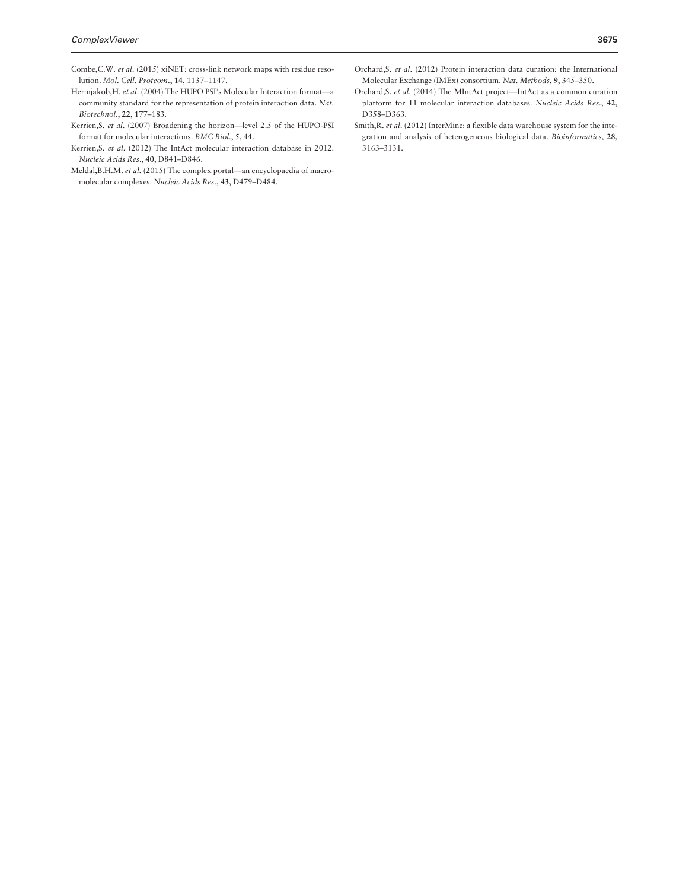Combe,C.W. *et al*. (2015) xiNET: cross-link network maps with residue resolution. *Mol. Cell. Proteom*., **14**, 1137–1147.

Hermjakob,H. *et al*. (2004) The HUPO PSI's Molecular Interaction format—a community standard for the representation of protein interaction data. *Nat. Biotechnol*., **22**, 177–183.

Kerrien,S. *et al*. (2007) Broadening the horizon—level 2.5 of the HUPO-PSI format for molecular interactions. *BMC Biol*., **5**, 44.

Kerrien,S. *et al*. (2012) The IntAct molecular interaction database in 2012. *Nucleic Acids Res*., **40**, D841–D846.

Meldal,B.H.M. *et al*. (2015) The complex portal—an encyclopaedia of macromolecular complexes. *Nucleic Acids Res*., **43**, D479–D484.

Orchard,S. *et al*. (2012) Protein interaction data curation: the International Molecular Exchange (IMEx) consortium. *Nat. Methods*, **9**, 345–350.

Orchard,S. *et al*. (2014) The MIntAct project—IntAct as a common curation platform for 11 molecular interaction databases. *Nucleic Acids Res*., **42**, D358–D363.

Smith,R. *et al*. (2012) InterMine: a flexible data warehouse system for the integration and analysis of heterogeneous biological data. *Bioinformatics*, **28**, 3163–3131.